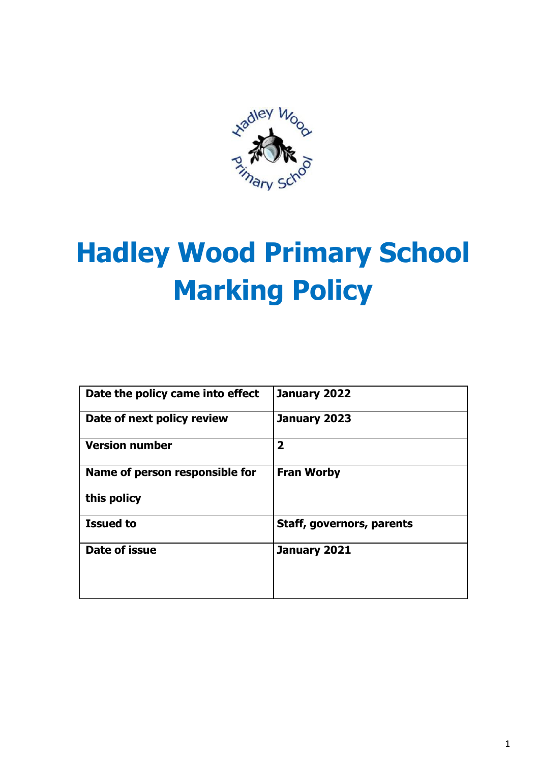# Hadley Wood Primary School
# Marking Policy

| Date the policy came into effect | January 2022 |
| --- | --- |
| Date of next policy review | January 2023 |
| Version number | 2 |
| Name of person responsible for this policy | Fran Worby |
| Issued to | Staff, governors, parents |
| Date of issue | January 2021 |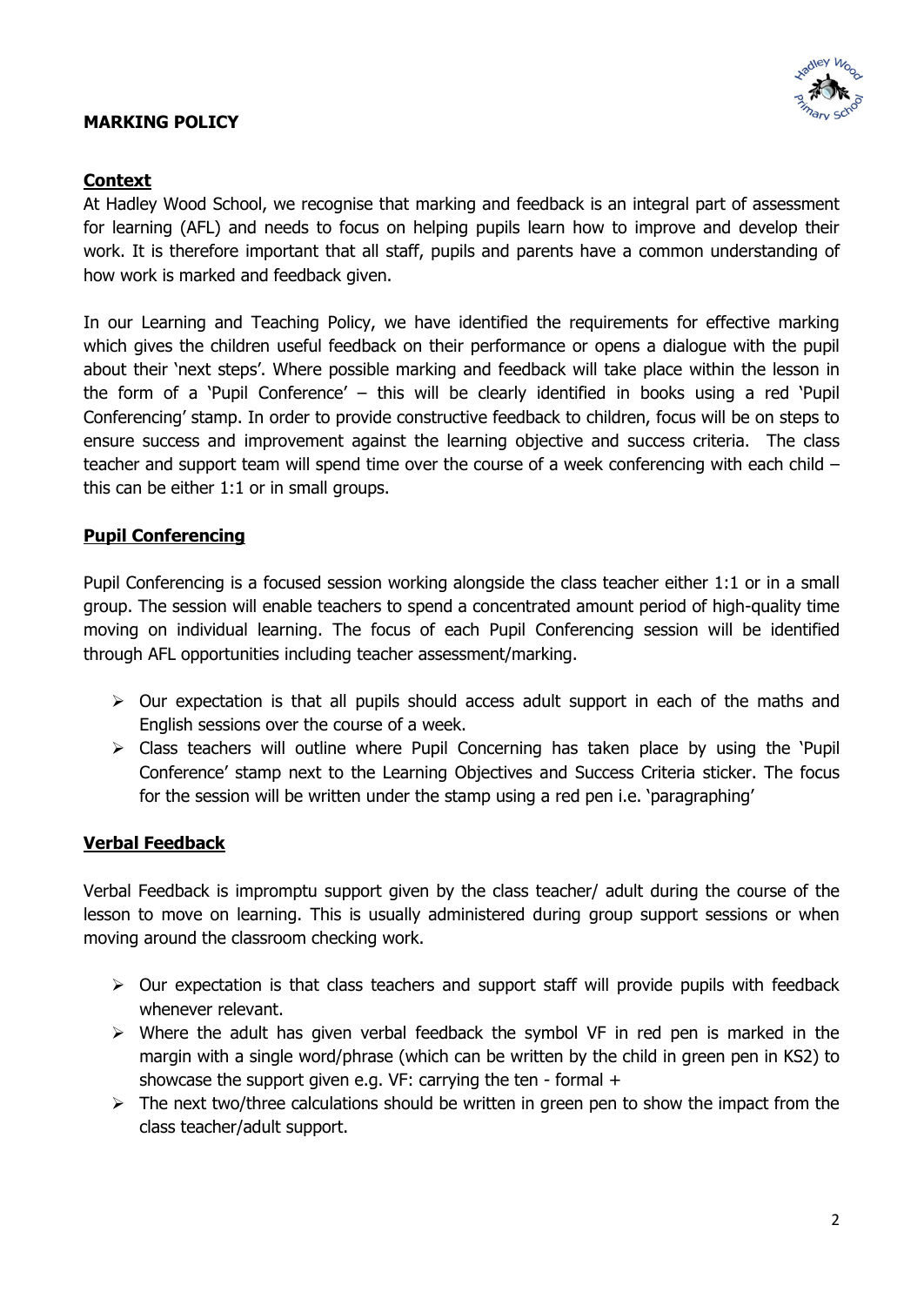**MARKING POLICY**

## Context

At Hadley Wood School, we recognise that marking and feedback is an integral part of assessment for learning (AFL) and needs to focus on helping pupils learn how to improve and develop their work. It is therefore important that all staff, pupils and parents have a common understanding of how work is marked and feedback given.

In our Learning and Teaching Policy, we have identified the requirements for effective marking which gives the children useful feedback on their performance or opens a dialogue with the pupil about their 'next steps'. Where possible marking and feedback will take place within the lesson in the form of a 'Pupil Conference' – this will be clearly identified in books using a red 'Pupil Conferencing' stamp. In order to provide constructive feedback to children, focus will be on steps to ensure success and improvement against the learning objective and success criteria. The class teacher and support team will spend time over the course of a week conferencing with each child – this can be either 1:1 or in small groups.

## Pupil Conferencing

Pupil Conferencing is a focused session working alongside the class teacher either 1:1 or in a small group. The session will enable teachers to spend a concentrated amount period of high-quality time moving on individual learning. The focus of each Pupil Conferencing session will be identified through AFL opportunities including teacher assessment/marking.

- Our expectation is that all pupils should access adult support in each of the maths and English sessions over the course of a week.
- Class teachers will outline where Pupil Concerning has taken place by using the 'Pupil Conference' stamp next to the Learning Objectives and Success Criteria sticker. The focus for the session will be written under the stamp using a red pen i.e. 'paragraphing'

## Verbal Feedback

Verbal Feedback is impromptu support given by the class teacher/ adult during the course of the lesson to move on learning. This is usually administered during group support sessions or when moving around the classroom checking work.

- Our expectation is that class teachers and support staff will provide pupils with feedback whenever relevant.
- Where the adult has given verbal feedback the symbol VF in red pen is marked in the margin with a single word/phrase (which can be written by the child in green pen in KS2) to showcase the support given e.g. VF: carrying the ten - formal +
- The next two/three calculations should be written in green pen to show the impact from the class teacher/adult support.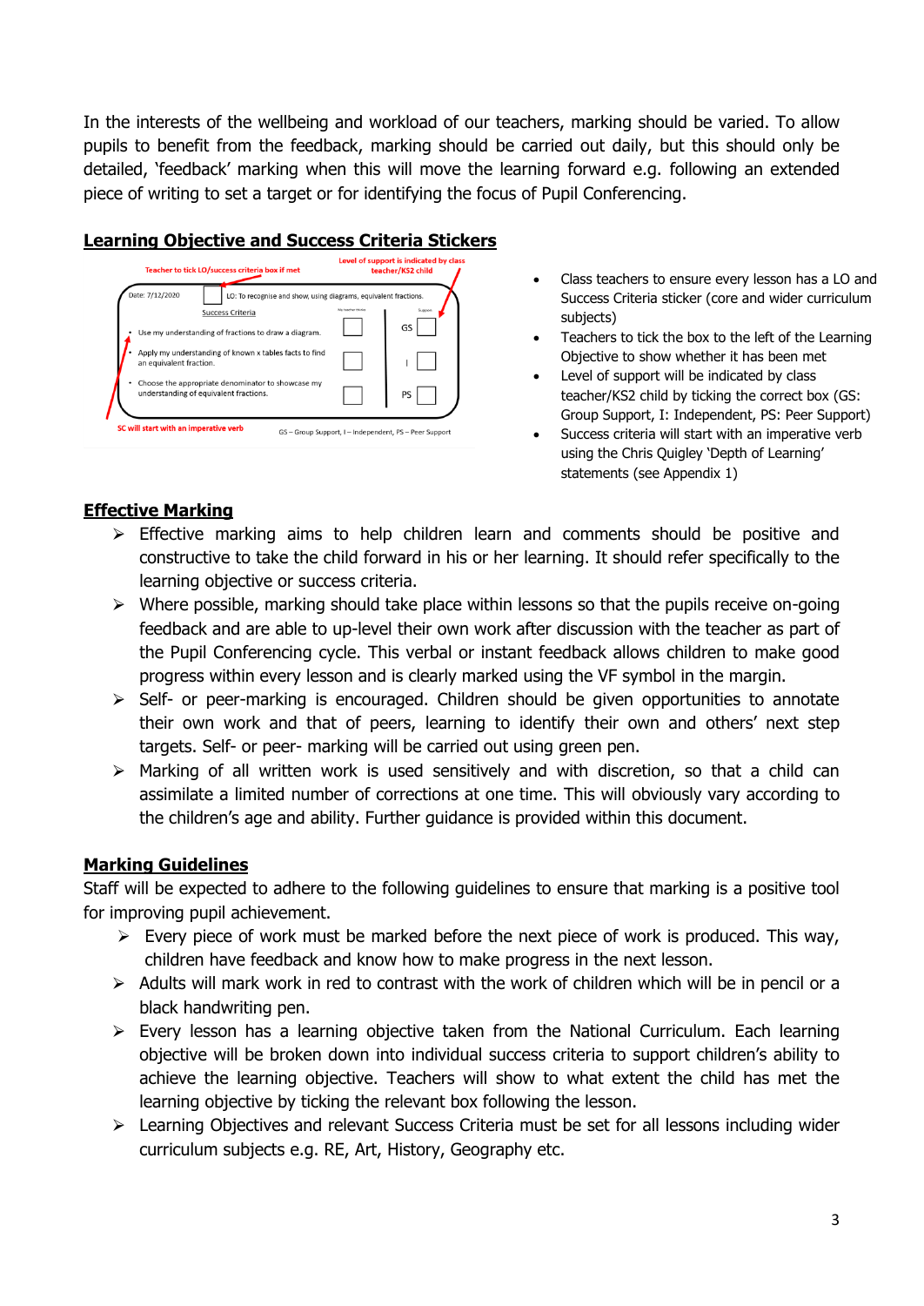In the interests of the wellbeing and workload of our teachers, marking should be varied. To allow pupils to benefit from the feedback, marking should be carried out daily, but this should only be detailed, 'feedback' marking when this will move the learning forward e.g. following an extended piece of writing to set a target or for identifying the focus of Pupil Conferencing.

## Learning Objective and Success Criteria Stickers

Teacher to tick LO/success criteria box if met

Level of support is indicated by class teacher/KS2 child

Date: 7/12/2020 ☐ LO: To recognise and show, using diagrams, equivalent fractions.

Success Criteria

| | My teacher thinks | | Support | |
|---|---|---|---|---|
| • Use my understanding of fractions to draw a diagram. | ☐ | | GS | ☐ |
| • Apply my understanding of known x tables facts to find an equivalent fraction. | ☐ | | I | ☐ |
| • Choose the appropriate denominator to showcase my understanding of equivalent fractions. | ☐ | | PS | ☐ |

SC will start with an imperative verb

GS – Group Support, I – Independent, PS – Peer Support

- Class teachers to ensure every lesson has a LO and Success Criteria sticker (core and wider curriculum subjects)
- Teachers to tick the box to the left of the Learning Objective to show whether it has been met
- Level of support will be indicated by class teacher/KS2 child by ticking the correct box (GS: Group Support, I: Independent, PS: Peer Support)
- Success criteria will start with an imperative verb using the Chris Quigley 'Depth of Learning' statements (see Appendix 1)

## Effective Marking

- Effective marking aims to help children learn and comments should be positive and constructive to take the child forward in his or her learning. It should refer specifically to the learning objective or success criteria.
- Where possible, marking should take place within lessons so that the pupils receive on-going feedback and are able to up-level their own work after discussion with the teacher as part of the Pupil Conferencing cycle. This verbal or instant feedback allows children to make good progress within every lesson and is clearly marked using the VF symbol in the margin.
- Self- or peer-marking is encouraged. Children should be given opportunities to annotate their own work and that of peers, learning to identify their own and others' next step targets. Self- or peer- marking will be carried out using green pen.
- Marking of all written work is used sensitively and with discretion, so that a child can assimilate a limited number of corrections at one time. This will obviously vary according to the children's age and ability. Further guidance is provided within this document.

## Marking Guidelines

Staff will be expected to adhere to the following guidelines to ensure that marking is a positive tool for improving pupil achievement.

- Every piece of work must be marked before the next piece of work is produced. This way, children have feedback and know how to make progress in the next lesson.
- Adults will mark work in red to contrast with the work of children which will be in pencil or a black handwriting pen.
- Every lesson has a learning objective taken from the National Curriculum. Each learning objective will be broken down into individual success criteria to support children's ability to achieve the learning objective. Teachers will show to what extent the child has met the learning objective by ticking the relevant box following the lesson.
- Learning Objectives and relevant Success Criteria must be set for all lessons including wider curriculum subjects e.g. RE, Art, History, Geography etc.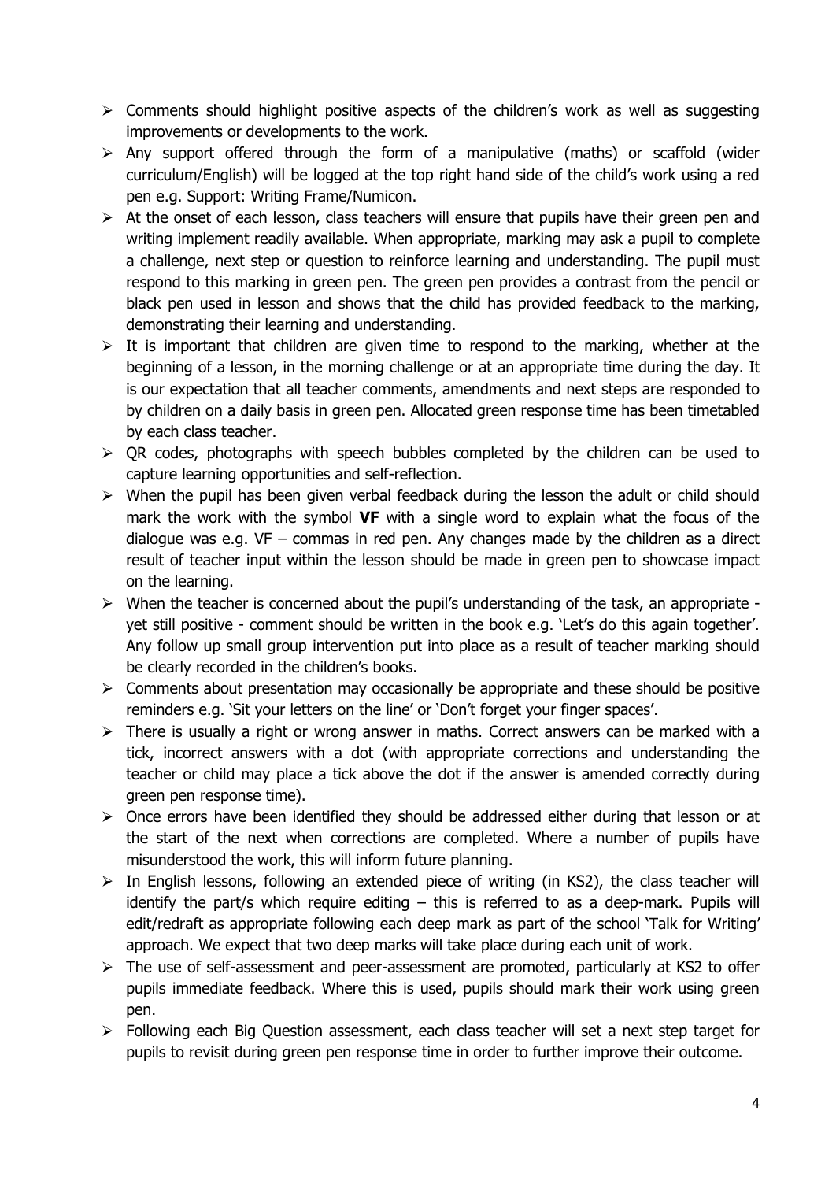- Comments should highlight positive aspects of the children's work as well as suggesting improvements or developments to the work.
- Any support offered through the form of a manipulative (maths) or scaffold (wider curriculum/English) will be logged at the top right hand side of the child's work using a red pen e.g. Support: Writing Frame/Numicon.
- At the onset of each lesson, class teachers will ensure that pupils have their green pen and writing implement readily available. When appropriate, marking may ask a pupil to complete a challenge, next step or question to reinforce learning and understanding. The pupil must respond to this marking in green pen. The green pen provides a contrast from the pencil or black pen used in lesson and shows that the child has provided feedback to the marking, demonstrating their learning and understanding.
- It is important that children are given time to respond to the marking, whether at the beginning of a lesson, in the morning challenge or at an appropriate time during the day. It is our expectation that all teacher comments, amendments and next steps are responded to by children on a daily basis in green pen. Allocated green response time has been timetabled by each class teacher.
- QR codes, photographs with speech bubbles completed by the children can be used to capture learning opportunities and self-reflection.
- When the pupil has been given verbal feedback during the lesson the adult or child should mark the work with the symbol **VF** with a single word to explain what the focus of the dialogue was e.g. VF – commas in red pen. Any changes made by the children as a direct result of teacher input within the lesson should be made in green pen to showcase impact on the learning.
- When the teacher is concerned about the pupil's understanding of the task, an appropriate - yet still positive - comment should be written in the book e.g. 'Let's do this again together'. Any follow up small group intervention put into place as a result of teacher marking should be clearly recorded in the children's books.
- Comments about presentation may occasionally be appropriate and these should be positive reminders e.g. 'Sit your letters on the line' or 'Don't forget your finger spaces'.
- There is usually a right or wrong answer in maths. Correct answers can be marked with a tick, incorrect answers with a dot (with appropriate corrections and understanding the teacher or child may place a tick above the dot if the answer is amended correctly during green pen response time).
- Once errors have been identified they should be addressed either during that lesson or at the start of the next when corrections are completed. Where a number of pupils have misunderstood the work, this will inform future planning.
- In English lessons, following an extended piece of writing (in KS2), the class teacher will identify the part/s which require editing – this is referred to as a deep-mark. Pupils will edit/redraft as appropriate following each deep mark as part of the school 'Talk for Writing' approach. We expect that two deep marks will take place during each unit of work.
- The use of self-assessment and peer-assessment are promoted, particularly at KS2 to offer pupils immediate feedback. Where this is used, pupils should mark their work using green pen.
- Following each Big Question assessment, each class teacher will set a next step target for pupils to revisit during green pen response time in order to further improve their outcome.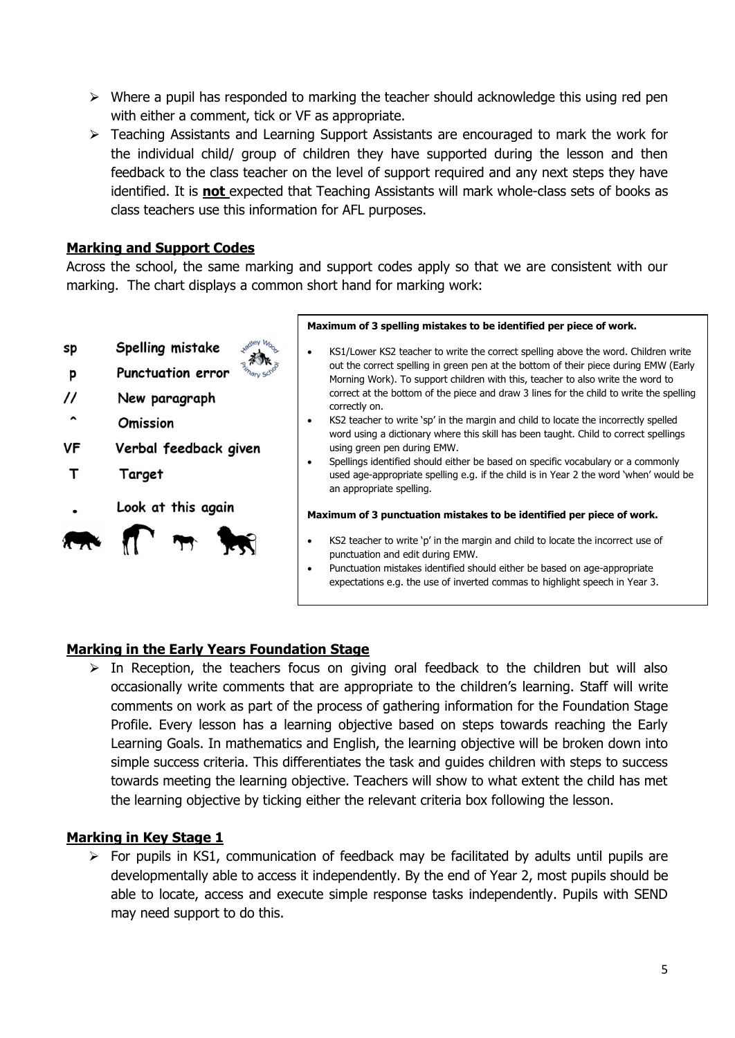- Where a pupil has responded to marking the teacher should acknowledge this using red pen with either a comment, tick or VF as appropriate.
- Teaching Assistants and Learning Support Assistants are encouraged to mark the work for the individual child/ group of children they have supported during the lesson and then feedback to the class teacher on the level of support required and any next steps they have identified. It is **not** expected that Teaching Assistants will mark whole-class sets of books as class teachers use this information for AFL purposes.

## Marking and Support Codes

Across the school, the same marking and support codes apply so that we are consistent with our marking. The chart displays a common short hand for marking work:

| Code | Meaning |
|---|---|
| sp | Spelling mistake |
| p | Punctuation error |
| // | New paragraph |
| ^ | Omission |
| VF | Verbal feedback given |
| T | Target |
| • | Look at this again |

**Maximum of 3 spelling mistakes to be identified per piece of work.**

- KS1/Lower KS2 teacher to write the correct spelling above the word. Children write out the correct spelling in green pen at the bottom of their piece during EMW (Early Morning Work). To support children with this, teacher to also write the word to correct at the bottom of the piece and draw 3 lines for the child to write the spelling correctly on.
- KS2 teacher to write 'sp' in the margin and child to locate the incorrectly spelled word using a dictionary where this skill has been taught. Child to correct spellings using green pen during EMW.
- Spellings identified should either be based on specific vocabulary or a commonly used age-appropriate spelling e.g. if the child is in Year 2 the word 'when' would be an appropriate spelling.

**Maximum of 3 punctuation mistakes to be identified per piece of work.**

- KS2 teacher to write 'p' in the margin and child to locate the incorrect use of punctuation and edit during EMW.
- Punctuation mistakes identified should either be based on age-appropriate expectations e.g. the use of inverted commas to highlight speech in Year 3.

## Marking in the Early Years Foundation Stage

- In Reception, the teachers focus on giving oral feedback to the children but will also occasionally write comments that are appropriate to the children's learning. Staff will write comments on work as part of the process of gathering information for the Foundation Stage Profile. Every lesson has a learning objective based on steps towards reaching the Early Learning Goals. In mathematics and English, the learning objective will be broken down into simple success criteria. This differentiates the task and guides children with steps to success towards meeting the learning objective. Teachers will show to what extent the child has met the learning objective by ticking either the relevant criteria box following the lesson.

## Marking in Key Stage 1

- For pupils in KS1, communication of feedback may be facilitated by adults until pupils are developmentally able to access it independently. By the end of Year 2, most pupils should be able to locate, access and execute simple response tasks independently. Pupils with SEND may need support to do this.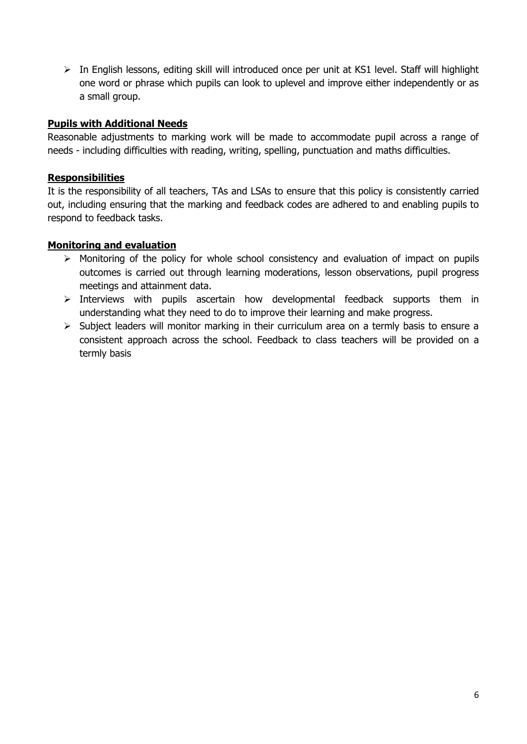- In English lessons, editing skill will introduced once per unit at KS1 level. Staff will highlight one word or phrase which pupils can look to uplevel and improve either independently or as a small group.

**Pupils with Additional Needs**

Reasonable adjustments to marking work will be made to accommodate pupil across a range of needs - including difficulties with reading, writing, spelling, punctuation and maths difficulties.

**Responsibilities**

It is the responsibility of all teachers, TAs and LSAs to ensure that this policy is consistently carried out, including ensuring that the marking and feedback codes are adhered to and enabling pupils to respond to feedback tasks.

**Monitoring and evaluation**

- Monitoring of the policy for whole school consistency and evaluation of impact on pupils outcomes is carried out through learning moderations, lesson observations, pupil progress meetings and attainment data.
- Interviews with pupils ascertain how developmental feedback supports them in understanding what they need to do to improve their learning and make progress.
- Subject leaders will monitor marking in their curriculum area on a termly basis to ensure a consistent approach across the school. Feedback to class teachers will be provided on a termly basis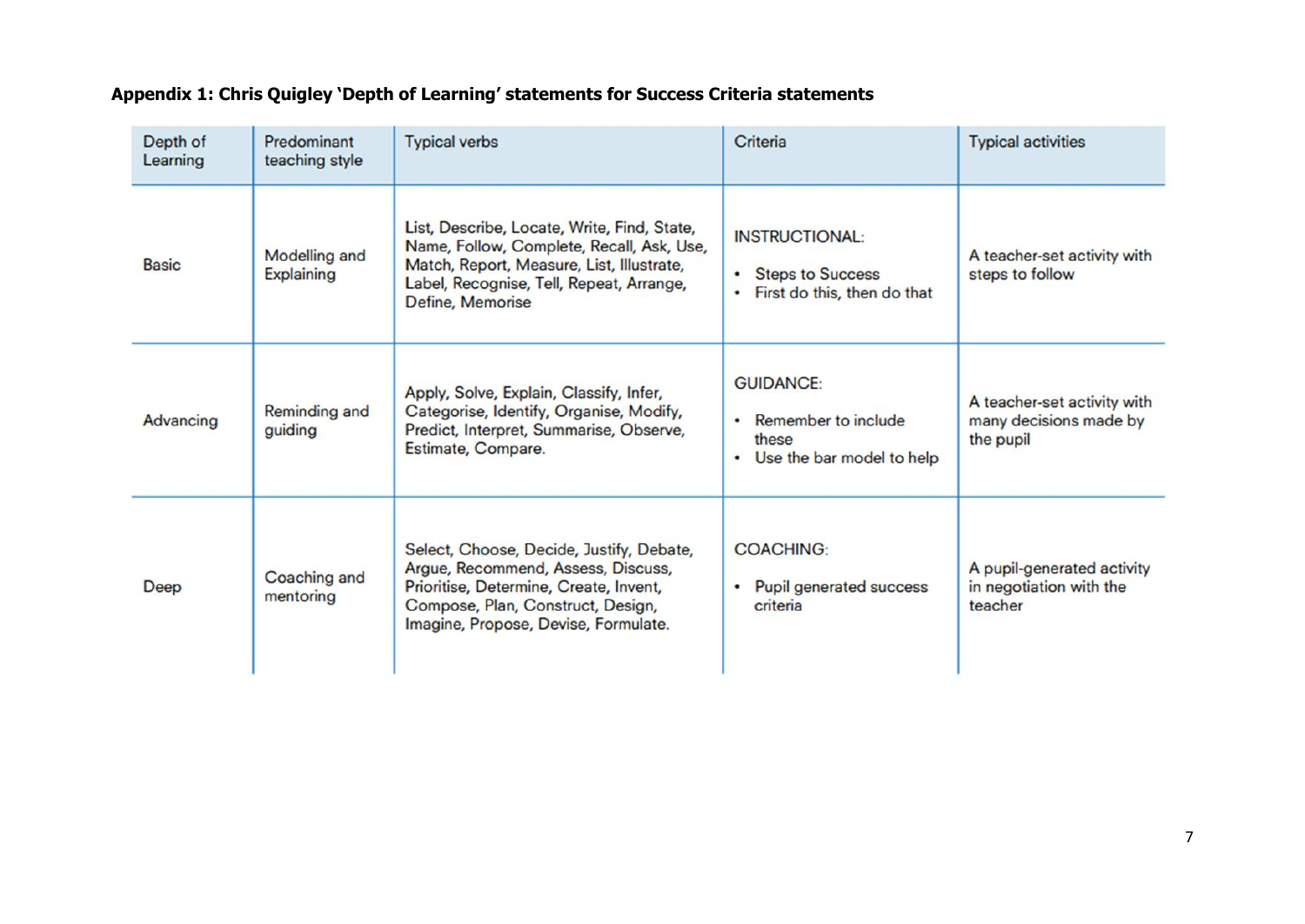**Appendix 1: Chris Quigley 'Depth of Learning' statements for Success Criteria statements**

| Depth of Learning | Predominant teaching style | Typical verbs | Criteria | Typical activities |
|---|---|---|---|---|
| Basic | Modelling and Explaining | List, Describe, Locate, Write, Find, State, Name, Follow, Complete, Recall, Ask, Use, Match, Report, Measure, List, Illustrate, Label, Recognise, Tell, Repeat, Arrange, Define, Memorise | INSTRUCTIONAL:<br>• Steps to Success<br>• First do this, then do that | A teacher-set activity with steps to follow |
| Advancing | Reminding and guiding | Apply, Solve, Explain, Classify, Infer, Categorise, Identify, Organise, Modify, Predict, Interpret, Summarise, Observe, Estimate, Compare. | GUIDANCE:<br>• Remember to include these<br>• Use the bar model to help | A teacher-set activity with many decisions made by the pupil |
| Deep | Coaching and mentoring | Select, Choose, Decide, Justify, Debate, Argue, Recommend, Assess, Discuss, Prioritise, Determine, Create, Invent, Compose, Plan, Construct, Design, Imagine, Propose, Devise, Formulate. | COACHING:<br>• Pupil generated success criteria | A pupil-generated activity in negotiation with the teacher |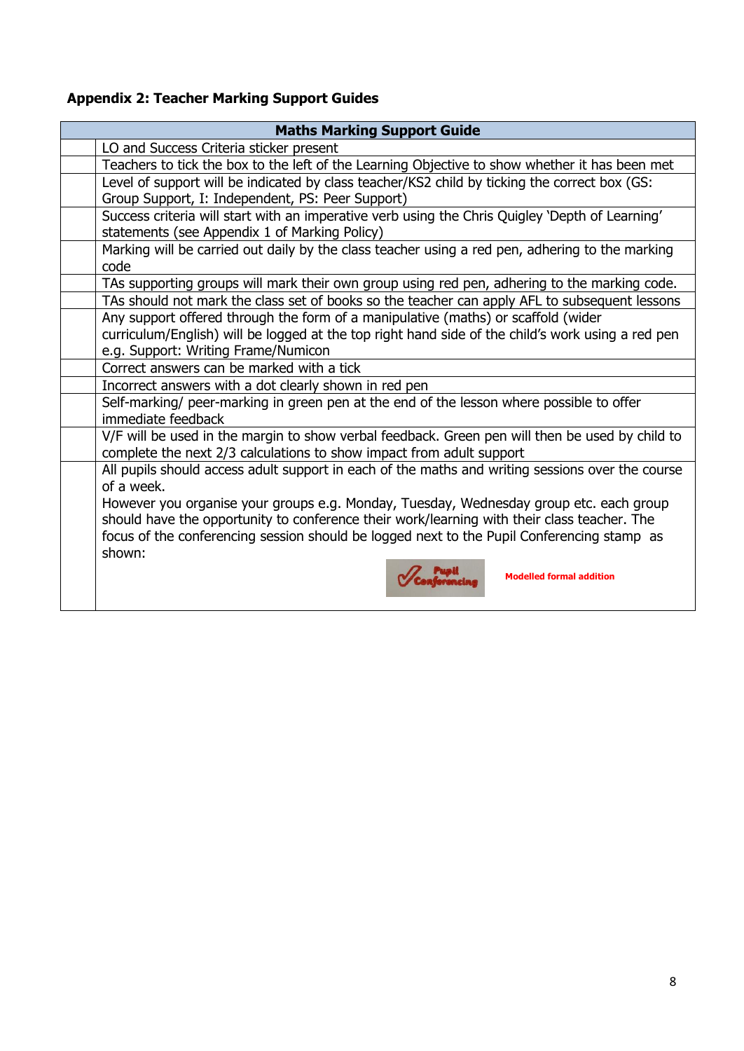## Appendix 2: Teacher Marking Support Guides

| | Maths Marking Support Guide |
|---|---|
| | LO and Success Criteria sticker present |
| | Teachers to tick the box to the left of the Learning Objective to show whether it has been met |
| | Level of support will be indicated by class teacher/KS2 child by ticking the correct box (GS: Group Support, I: Independent, PS: Peer Support) |
| | Success criteria will start with an imperative verb using the Chris Quigley 'Depth of Learning' statements (see Appendix 1 of Marking Policy) |
| | Marking will be carried out daily by the class teacher using a red pen, adhering to the marking code |
| | TAs supporting groups will mark their own group using red pen, adhering to the marking code. |
| | TAs should not mark the class set of books so the teacher can apply AFL to subsequent lessons |
| | Any support offered through the form of a manipulative (maths) or scaffold (wider curriculum/English) will be logged at the top right hand side of the child's work using a red pen e.g. Support: Writing Frame/Numicon |
| | Correct answers can be marked with a tick |
| | Incorrect answers with a dot clearly shown in red pen |
| | Self-marking/ peer-marking in green pen at the end of the lesson where possible to offer immediate feedback |
| | V/F will be used in the margin to show verbal feedback. Green pen will then be used by child to complete the next 2/3 calculations to show impact from adult support |
| | All pupils should access adult support in each of the maths and writing sessions over the course of a week.<br>However you organise your groups e.g. Monday, Tuesday, Wednesday group etc. each group should have the opportunity to conference their work/learning with their class teacher. The focus of the conferencing session should be logged next to the Pupil Conferencing stamp as shown:<br>Pupil Conferencing — **Modelled formal addition** |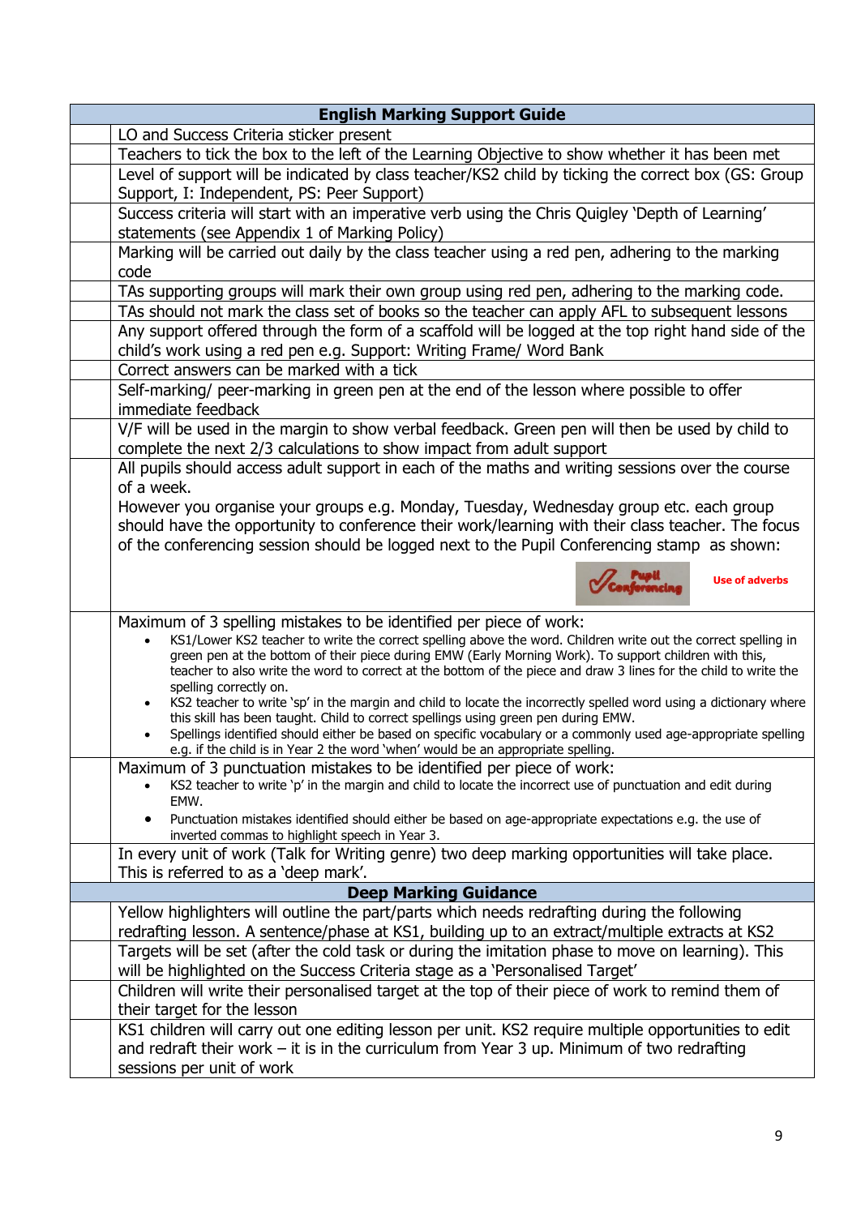| | English Marking Support Guide |
|---|---|
| | LO and Success Criteria sticker present |
| | Teachers to tick the box to the left of the Learning Objective to show whether it has been met |
| | Level of support will be indicated by class teacher/KS2 child by ticking the correct box (GS: Group Support, I: Independent, PS: Peer Support) |
| | Success criteria will start with an imperative verb using the Chris Quigley 'Depth of Learning' statements (see Appendix 1 of Marking Policy) |
| | Marking will be carried out daily by the class teacher using a red pen, adhering to the marking code |
| | TAs supporting groups will mark their own group using red pen, adhering to the marking code. |
| | TAs should not mark the class set of books so the teacher can apply AFL to subsequent lessons |
| | Any support offered through the form of a scaffold will be logged at the top right hand side of the child's work using a red pen e.g. Support: Writing Frame/ Word Bank |
| | Correct answers can be marked with a tick |
| | Self-marking/ peer-marking in green pen at the end of the lesson where possible to offer immediate feedback |
| | V/F will be used in the margin to show verbal feedback. Green pen will then be used by child to complete the next 2/3 calculations to show impact from adult support |
| | All pupils should access adult support in each of the maths and writing sessions over the course of a week.<br>However you organise your groups e.g. Monday, Tuesday, Wednesday group etc. each group should have the opportunity to conference their work/learning with their class teacher. The focus of the conferencing session should be logged next to the Pupil Conferencing stamp as shown:<br>Pupil Conferencing **Use of adverbs** |
| | Maximum of 3 spelling mistakes to be identified per piece of work:<br>• KS1/Lower KS2 teacher to write the correct spelling above the word. Children write out the correct spelling in green pen at the bottom of their piece during EMW (Early Morning Work). To support children with this, teacher to also write the word to correct at the bottom of the piece and draw 3 lines for the child to write the spelling correctly on.<br>• KS2 teacher to write 'sp' in the margin and child to locate the incorrectly spelled word using a dictionary where this skill has been taught. Child to correct spellings using green pen during EMW.<br>• Spellings identified should either be based on specific vocabulary or a commonly used age-appropriate spelling e.g. if the child is in Year 2 the word 'when' would be an appropriate spelling. |
| | Maximum of 3 punctuation mistakes to be identified per piece of work:<br>• KS2 teacher to write 'p' in the margin and child to locate the incorrect use of punctuation and edit during EMW.<br>• Punctuation mistakes identified should either be based on age-appropriate expectations e.g. the use of inverted commas to highlight speech in Year 3. |
| | In every unit of work (Talk for Writing genre) two deep marking opportunities will take place. This is referred to as a 'deep mark'. |
| | **Deep Marking Guidance** |
| | Yellow highlighters will outline the part/parts which needs redrafting during the following redrafting lesson. A sentence/phase at KS1, building up to an extract/multiple extracts at KS2 |
| | Targets will be set (after the cold task or during the imitation phase to move on learning). This will be highlighted on the Success Criteria stage as a 'Personalised Target' |
| | Children will write their personalised target at the top of their piece of work to remind them of their target for the lesson |
| | KS1 children will carry out one editing lesson per unit. KS2 require multiple opportunities to edit and redraft their work – it is in the curriculum from Year 3 up. Minimum of two redrafting sessions per unit of work |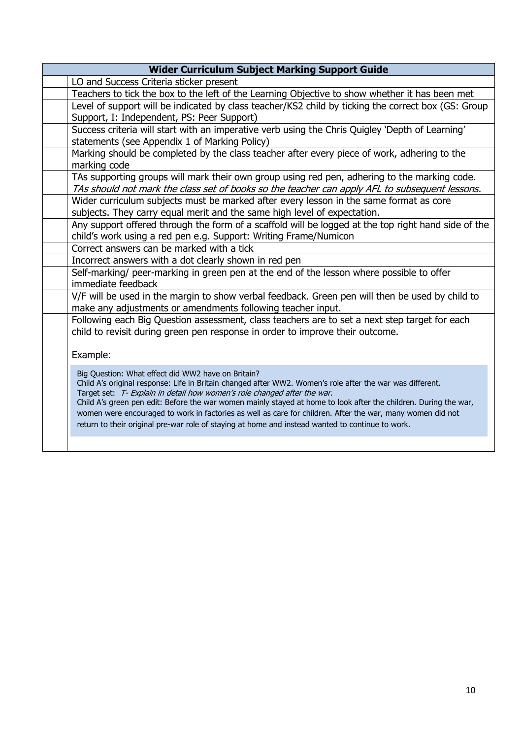| | Wider Curriculum Subject Marking Support Guide |
|---|---|
| | LO and Success Criteria sticker present |
| | Teachers to tick the box to the left of the Learning Objective to show whether it has been met |
| | Level of support will be indicated by class teacher/KS2 child by ticking the correct box (GS: Group Support, I: Independent, PS: Peer Support) |
| | Success criteria will start with an imperative verb using the Chris Quigley 'Depth of Learning' statements (see Appendix 1 of Marking Policy) |
| | Marking should be completed by the class teacher after every piece of work, adhering to the marking code |
| | TAs supporting groups will mark their own group using red pen, adhering to the marking code. *TAs should not mark the class set of books so the teacher can apply AFL to subsequent lessons.* |
| | Wider curriculum subjects must be marked after every lesson in the same format as core subjects. They carry equal merit and the same high level of expectation. |
| | Any support offered through the form of a scaffold will be logged at the top right hand side of the child's work using a red pen e.g. Support: Writing Frame/Numicon |
| | Correct answers can be marked with a tick |
| | Incorrect answers with a dot clearly shown in red pen |
| | Self-marking/ peer-marking in green pen at the end of the lesson where possible to offer immediate feedback |
| | V/F will be used in the margin to show verbal feedback. Green pen will then be used by child to make any adjustments or amendments following teacher input. |
| | Following each Big Question assessment, class teachers are to set a next step target for each child to revisit during green pen response in order to improve their outcome.<br><br>Example:<br><br>Big Question: What effect did WW2 have on Britain?<br>Child A's original response: Life in Britain changed after WW2. Women's role after the war was different.<br>Target set: *T- Explain in detail how women's role changed after the war.*<br>Child A's green pen edit: Before the war women mainly stayed at home to look after the children. During the war, women were encouraged to work in factories as well as care for children. After the war, many women did not return to their original pre-war role of staying at home and instead wanted to continue to work. |